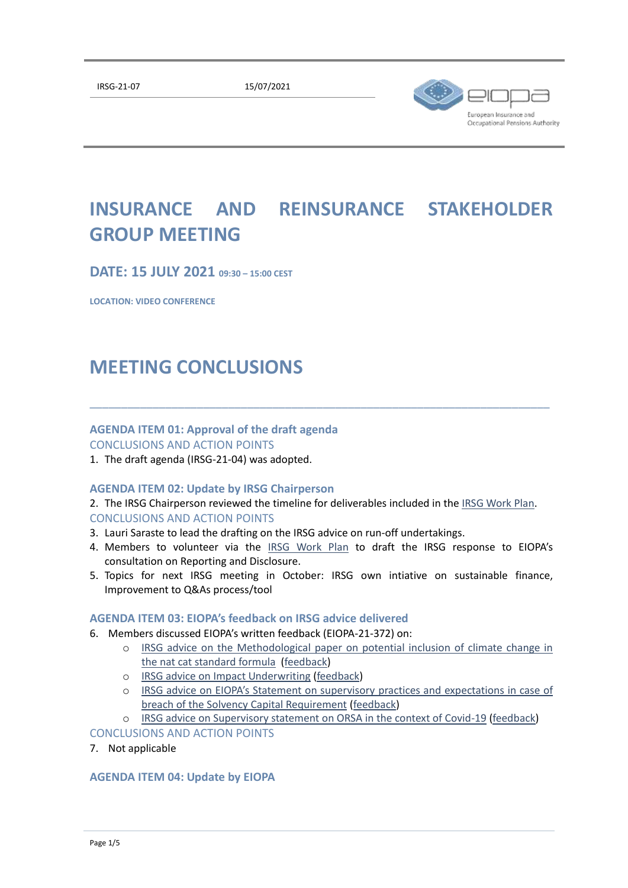IRSG-21-07 15/07/2021

# INSURANCE AND REINSURANCE STAKEHOLDER GROUP MEETING

## DATE: 15 JULY 2021 09:30 – 15:00 CEST

**LOCATION: VIDEO CONFERENCE**

# MEETING CONCLUSIONS

---

### AGENDA ITEM 01: Approval of the draft agenda

CONCLUSIONS AND ACTION POINTS

1. The draft agenda (IRSG-21-04) was adopted.

### AGENDA ITEM 02: Update by IRSG Chairperson

2. The IRSG Chairperson reviewed the timeline for deliverables included in the IRSG Work Plan.

CONCLUSIONS AND ACTION POINTS

3. Lauri Saraste to lead the drafting on the IRSG advice on run-off undertakings.
4. Members to volunteer via the IRSG Work Plan to draft the IRSG response to EIOPA's consultation on Reporting and Disclosure.
5. Topics for next IRSG meeting in October: IRSG own intiative on sustainable finance, Improvement to Q&As process/tool

### AGENDA ITEM 03: EIOPA's feedback on IRSG advice delivered

6. Members discussed EIOPA's written feedback (EIOPA-21-372) on:
   - IRSG advice on the Methodological paper on potential inclusion of climate change in the nat cat standard formula (feedback)
   - IRSG advice on Impact Underwriting (feedback)
   - IRSG advice on EIOPA's Statement on supervisory practices and expectations in case of breach of the Solvency Capital Requirement (feedback)
   - IRSG advice on Supervisory statement on ORSA in the context of Covid-19 (feedback)

CONCLUSIONS AND ACTION POINTS

7. Not applicable

### AGENDA ITEM 04: Update by EIOPA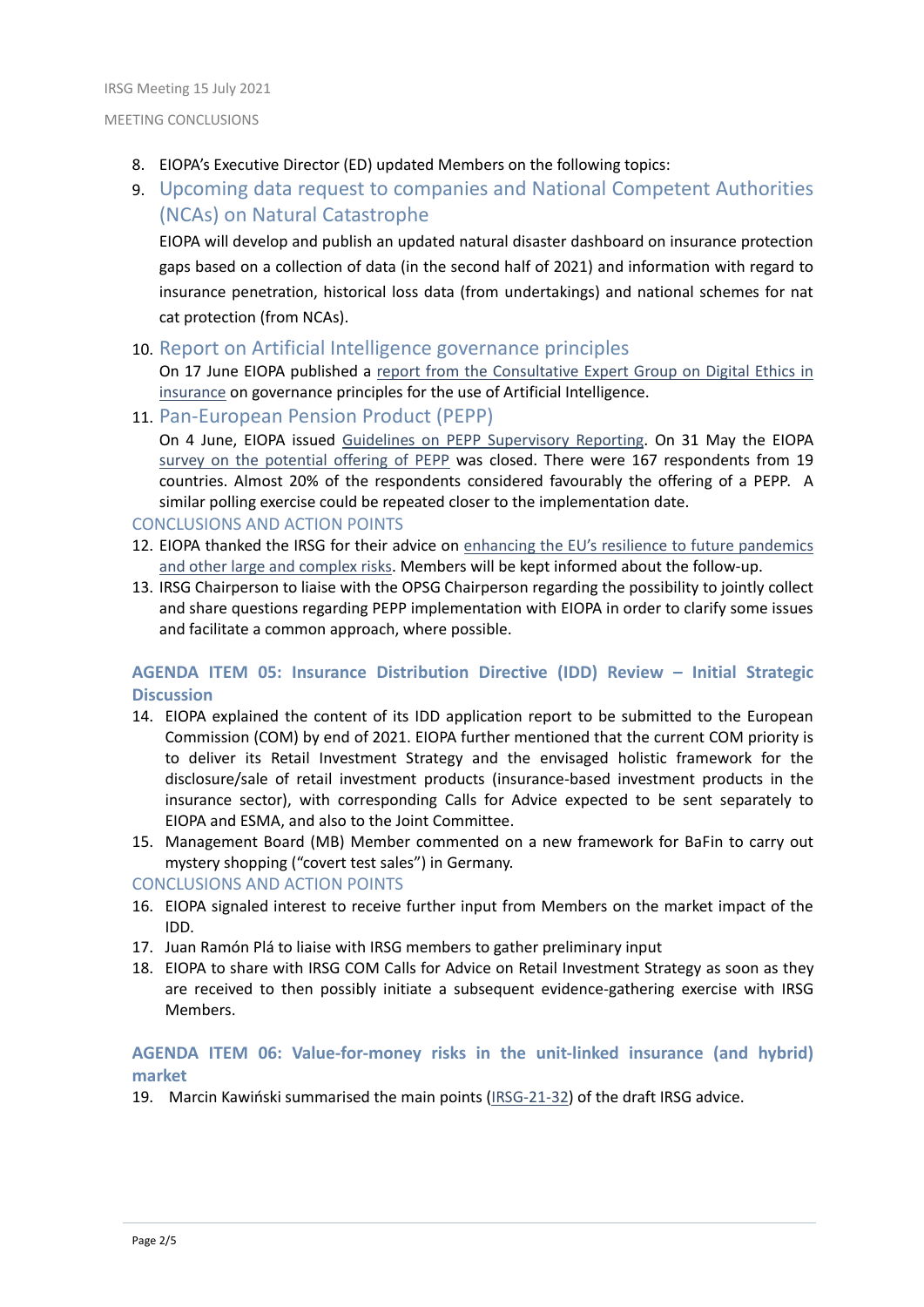8. EIOPA's Executive Director (ED) updated Members on the following topics:

9. **Upcoming data request to companies and National Competent Authorities (NCAs) on Natural Catastrophe**

   EIOPA will develop and publish an updated natural disaster dashboard on insurance protection gaps based on a collection of data (in the second half of 2021) and information with regard to insurance penetration, historical loss data (from undertakings) and national schemes for nat cat protection (from NCAs).

10. **Report on Artificial Intelligence governance principles**

    On 17 June EIOPA published a report from the Consultative Expert Group on Digital Ethics in insurance on governance principles for the use of Artificial Intelligence.

11. **Pan-European Pension Product (PEPP)**

    On 4 June, EIOPA issued Guidelines on PEPP Supervisory Reporting. On 31 May the EIOPA survey on the potential offering of PEPP was closed. There were 167 respondents from 19 countries. Almost 20% of the respondents considered favourably the offering of a PEPP. A similar polling exercise could be repeated closer to the implementation date.

CONCLUSIONS AND ACTION POINTS

12. EIOPA thanked the IRSG for their advice on enhancing the EU's resilience to future pandemics and other large and complex risks. Members will be kept informed about the follow-up.
13. IRSG Chairperson to liaise with the OPSG Chairperson regarding the possibility to jointly collect and share questions regarding PEPP implementation with EIOPA in order to clarify some issues and facilitate a common approach, where possible.

### AGENDA ITEM 05: Insurance Distribution Directive (IDD) Review – Initial Strategic Discussion

14. EIOPA explained the content of its IDD application report to be submitted to the European Commission (COM) by end of 2021. EIOPA further mentioned that the current COM priority is to deliver its Retail Investment Strategy and the envisaged holistic framework for the disclosure/sale of retail investment products (insurance-based investment products in the insurance sector), with corresponding Calls for Advice expected to be sent separately to EIOPA and ESMA, and also to the Joint Committee.
15. Management Board (MB) Member commented on a new framework for BaFin to carry out mystery shopping ("covert test sales") in Germany.

CONCLUSIONS AND ACTION POINTS

16. EIOPA signaled interest to receive further input from Members on the market impact of the IDD.
17. Juan Ramón Plá to liaise with IRSG members to gather preliminary input
18. EIOPA to share with IRSG COM Calls for Advice on Retail Investment Strategy as soon as they are received to then possibly initiate a subsequent evidence-gathering exercise with IRSG Members.

### AGENDA ITEM 06: Value-for-money risks in the unit-linked insurance (and hybrid) market

19. Marcin Kawiński summarised the main points (IRSG-21-32) of the draft IRSG advice.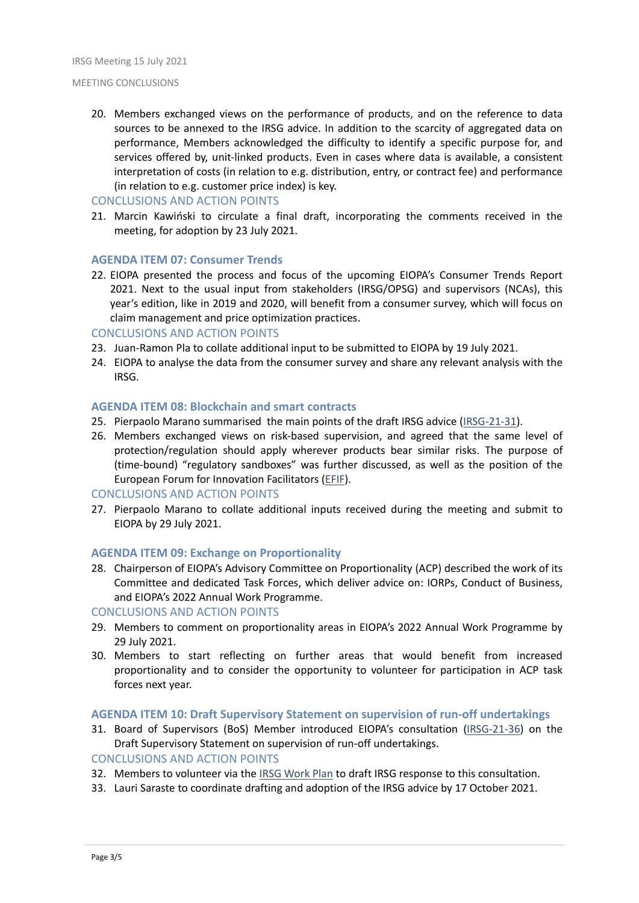20. Members exchanged views on the performance of products, and on the reference to data sources to be annexed to the IRSG advice. In addition to the scarcity of aggregated data on performance, Members acknowledged the difficulty to identify a specific purpose for, and services offered by, unit-linked products. Even in cases where data is available, a consistent interpretation of costs (in relation to e.g. distribution, entry, or contract fee) and performance (in relation to e.g. customer price index) is key.

CONCLUSIONS AND ACTION POINTS

21. Marcin Kawiński to circulate a final draft, incorporating the comments received in the meeting, for adoption by 23 July 2021.

### AGENDA ITEM 07: Consumer Trends

22. EIOPA presented the process and focus of the upcoming EIOPA's Consumer Trends Report 2021. Next to the usual input from stakeholders (IRSG/OPSG) and supervisors (NCAs), this year's edition, like in 2019 and 2020, will benefit from a consumer survey, which will focus on claim management and price optimization practices.

CONCLUSIONS AND ACTION POINTS

23. Juan-Ramon Pla to collate additional input to be submitted to EIOPA by 19 July 2021.
24. EIOPA to analyse the data from the consumer survey and share any relevant analysis with the IRSG.

### AGENDA ITEM 08: Blockchain and smart contracts

25. Pierpaolo Marano summarised the main points of the draft IRSG advice (IRSG-21-31).
26. Members exchanged views on risk-based supervision, and agreed that the same level of protection/regulation should apply wherever products bear similar risks. The purpose of (time-bound) "regulatory sandboxes" was further discussed, as well as the position of the European Forum for Innovation Facilitators (EFIF).

CONCLUSIONS AND ACTION POINTS

27. Pierpaolo Marano to collate additional inputs received during the meeting and submit to EIOPA by 29 July 2021.

### AGENDA ITEM 09: Exchange on Proportionality

28. Chairperson of EIOPA's Advisory Committee on Proportionality (ACP) described the work of its Committee and dedicated Task Forces, which deliver advice on: IORPs, Conduct of Business, and EIOPA's 2022 Annual Work Programme.

CONCLUSIONS AND ACTION POINTS

29. Members to comment on proportionality areas in EIOPA's 2022 Annual Work Programme by 29 July 2021.
30. Members to start reflecting on further areas that would benefit from increased proportionality and to consider the opportunity to volunteer for participation in ACP task forces next year.

### AGENDA ITEM 10: Draft Supervisory Statement on supervision of run-off undertakings

31. Board of Supervisors (BoS) Member introduced EIOPA's consultation (IRSG-21-36) on the Draft Supervisory Statement on supervision of run-off undertakings.

CONCLUSIONS AND ACTION POINTS

32. Members to volunteer via the IRSG Work Plan to draft IRSG response to this consultation.
33. Lauri Saraste to coordinate drafting and adoption of the IRSG advice by 17 October 2021.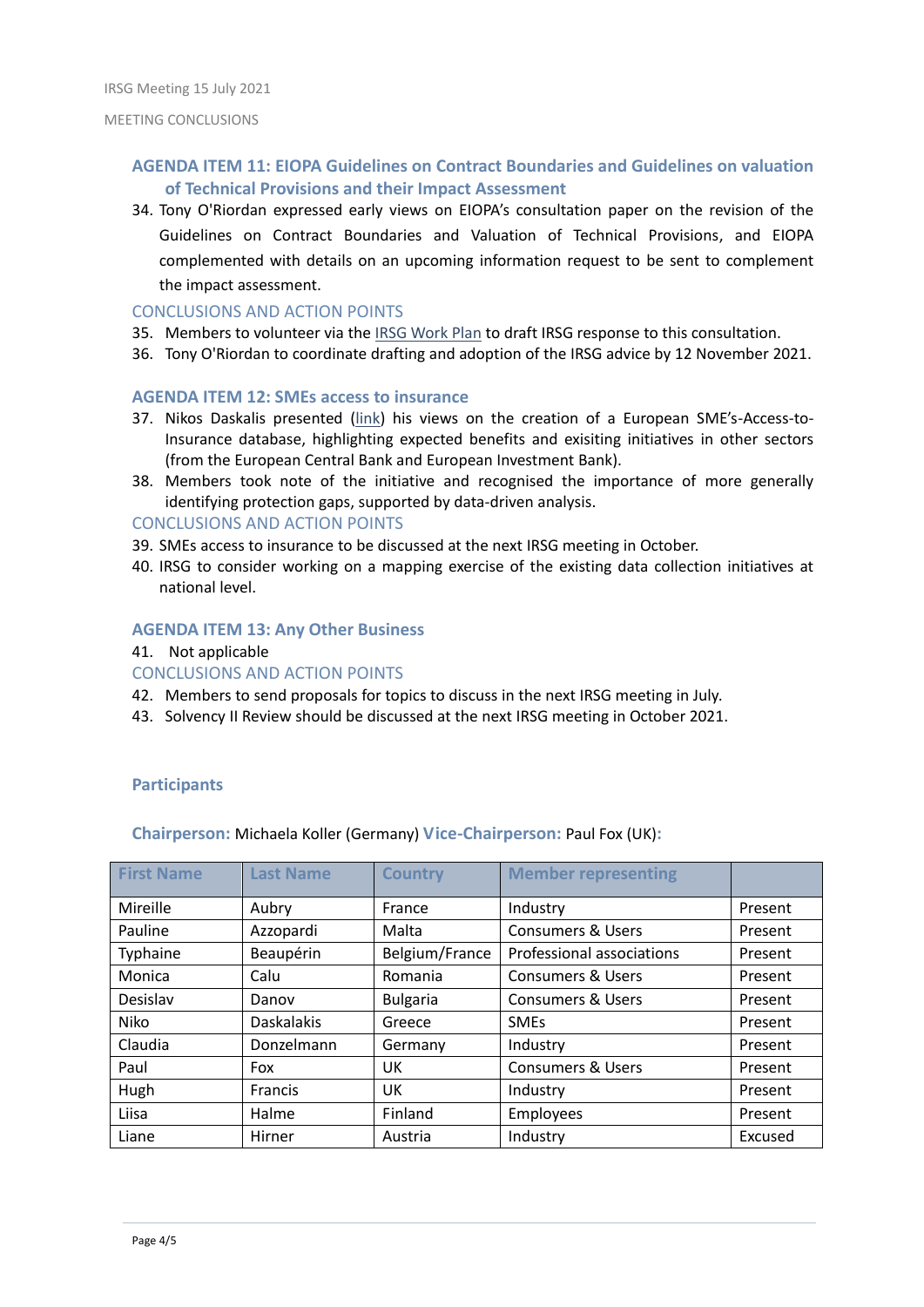### AGENDA ITEM 11: EIOPA Guidelines on Contract Boundaries and Guidelines on valuation of Technical Provisions and their Impact Assessment

34. Tony O'Riordan expressed early views on EIOPA's consultation paper on the revision of the Guidelines on Contract Boundaries and Valuation of Technical Provisions, and EIOPA complemented with details on an upcoming information request to be sent to complement the impact assessment.

CONCLUSIONS AND ACTION POINTS

35. Members to volunteer via the IRSG Work Plan to draft IRSG response to this consultation.
36. Tony O'Riordan to coordinate drafting and adoption of the IRSG advice by 12 November 2021.

### AGENDA ITEM 12: SMEs access to insurance

37. Nikos Daskalis presented (link) his views on the creation of a European SME's-Access-to-Insurance database, highlighting expected benefits and exisiting initiatives in other sectors (from the European Central Bank and European Investment Bank).
38. Members took note of the initiative and recognised the importance of more generally identifying protection gaps, supported by data-driven analysis.

CONCLUSIONS AND ACTION POINTS

39. SMEs access to insurance to be discussed at the next IRSG meeting in October.
40. IRSG to consider working on a mapping exercise of the existing data collection initiatives at national level.

### AGENDA ITEM 13: Any Other Business

41. Not applicable

CONCLUSIONS AND ACTION POINTS

42. Members to send proposals for topics to discuss in the next IRSG meeting in July.
43. Solvency II Review should be discussed at the next IRSG meeting in October 2021.

### Participants

**Chairperson:** Michaela Koller (Germany) **Vice-Chairperson:** Paul Fox (UK)**:**

| First Name | Last Name | Country | Member representing | |
|---|---|---|---|---|
| Mireille | Aubry | France | Industry | Present |
| Pauline | Azzopardi | Malta | Consumers & Users | Present |
| Typhaine | Beaupérin | Belgium/France | Professional associations | Present |
| Monica | Calu | Romania | Consumers & Users | Present |
| Desislav | Danov | Bulgaria | Consumers & Users | Present |
| Niko | Daskalakis | Greece | SMEs | Present |
| Claudia | Donzelmann | Germany | Industry | Present |
| Paul | Fox | UK | Consumers & Users | Present |
| Hugh | Francis | UK | Industry | Present |
| Liisa | Halme | Finland | Employees | Present |
| Liane | Hirner | Austria | Industry | Excused |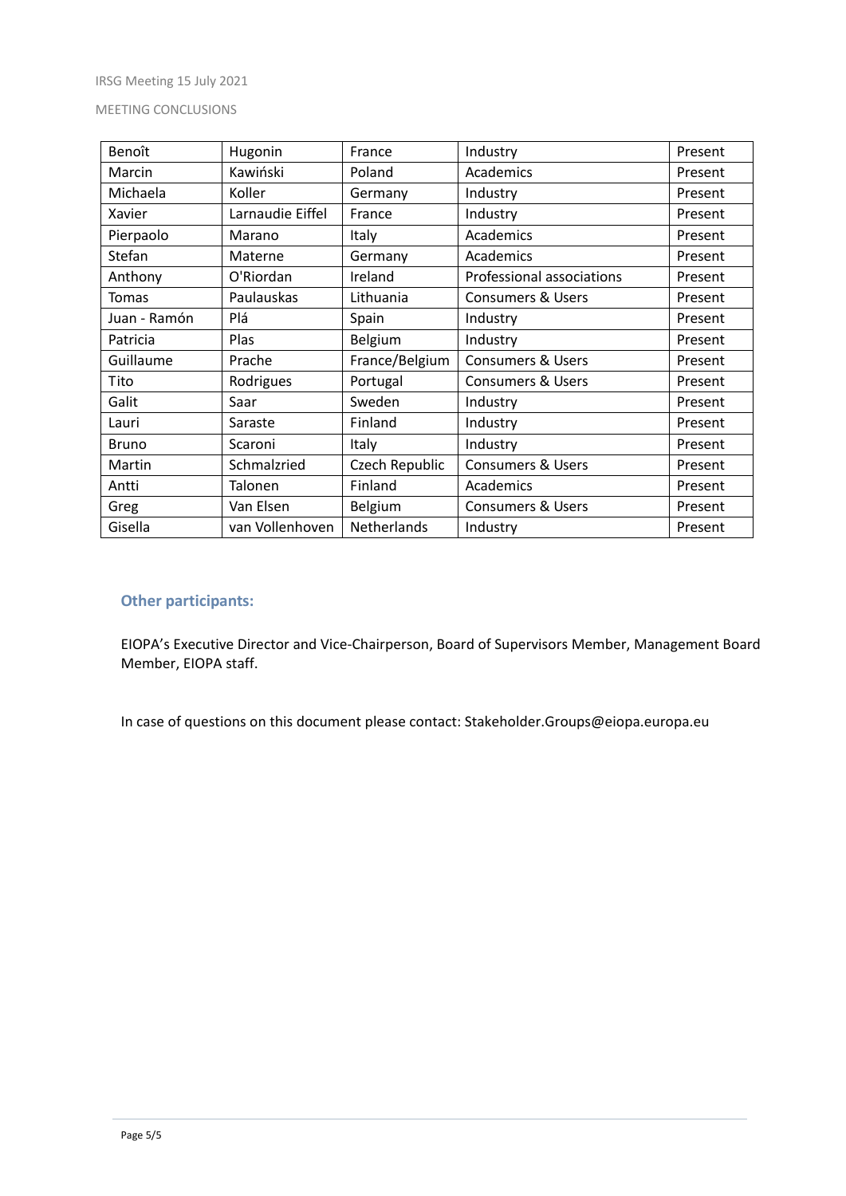| | | | | |
|---|---|---|---|---|
| Benoît | Hugonin | France | Industry | Present |
| Marcin | Kawiński | Poland | Academics | Present |
| Michaela | Koller | Germany | Industry | Present |
| Xavier | Larnaudie Eiffel | France | Industry | Present |
| Pierpaolo | Marano | Italy | Academics | Present |
| Stefan | Materne | Germany | Academics | Present |
| Anthony | O'Riordan | Ireland | Professional associations | Present |
| Tomas | Paulauskas | Lithuania | Consumers & Users | Present |
| Juan - Ramón | Plá | Spain | Industry | Present |
| Patricia | Plas | Belgium | Industry | Present |
| Guillaume | Prache | France/Belgium | Consumers & Users | Present |
| Tito | Rodrigues | Portugal | Consumers & Users | Present |
| Galit | Saar | Sweden | Industry | Present |
| Lauri | Saraste | Finland | Industry | Present |
| Bruno | Scaroni | Italy | Industry | Present |
| Martin | Schmalzried | Czech Republic | Consumers & Users | Present |
| Antti | Talonen | Finland | Academics | Present |
| Greg | Van Elsen | Belgium | Consumers & Users | Present |
| Gisella | van Vollenhoven | Netherlands | Industry | Present |

### Other participants:

EIOPA's Executive Director and Vice-Chairperson, Board of Supervisors Member, Management Board Member, EIOPA staff.

In case of questions on this document please contact: Stakeholder.Groups@eiopa.europa.eu